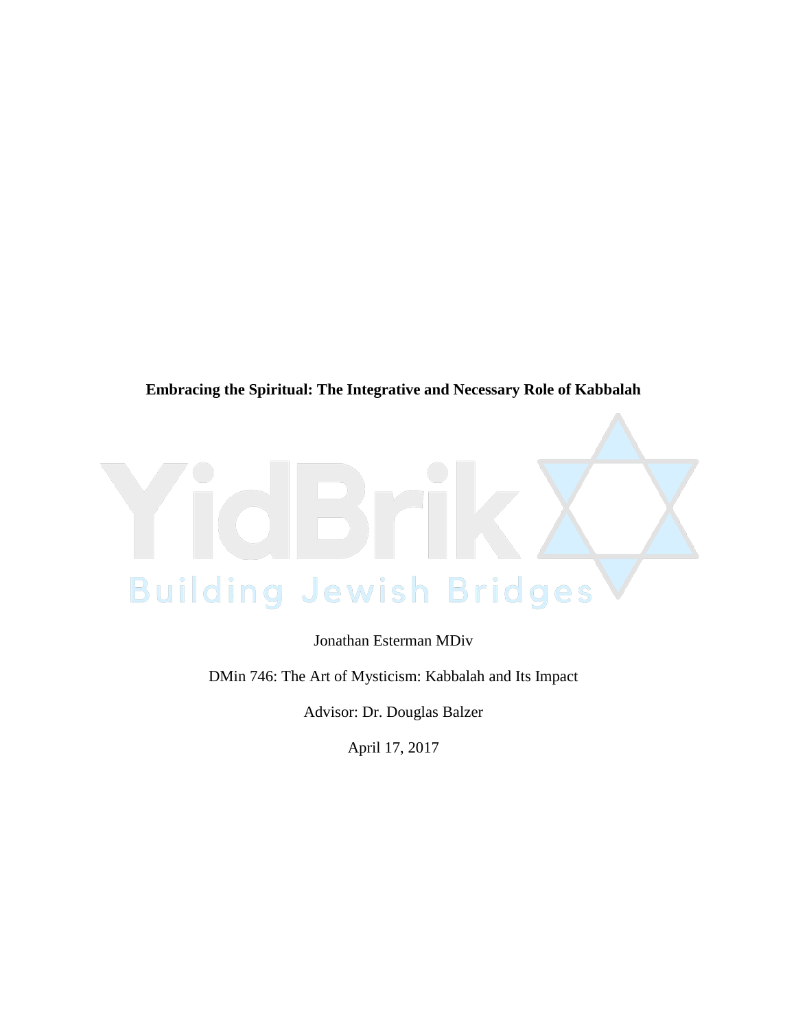**Embracing the Spiritual: The Integrative and Necessary Role of Kabbalah**

Jonathan Esterman MDiv

DMin 746: The Art of Mysticism: Kabbalah and Its Impact

Advisor: Dr. Douglas Balzer

April 17, 2017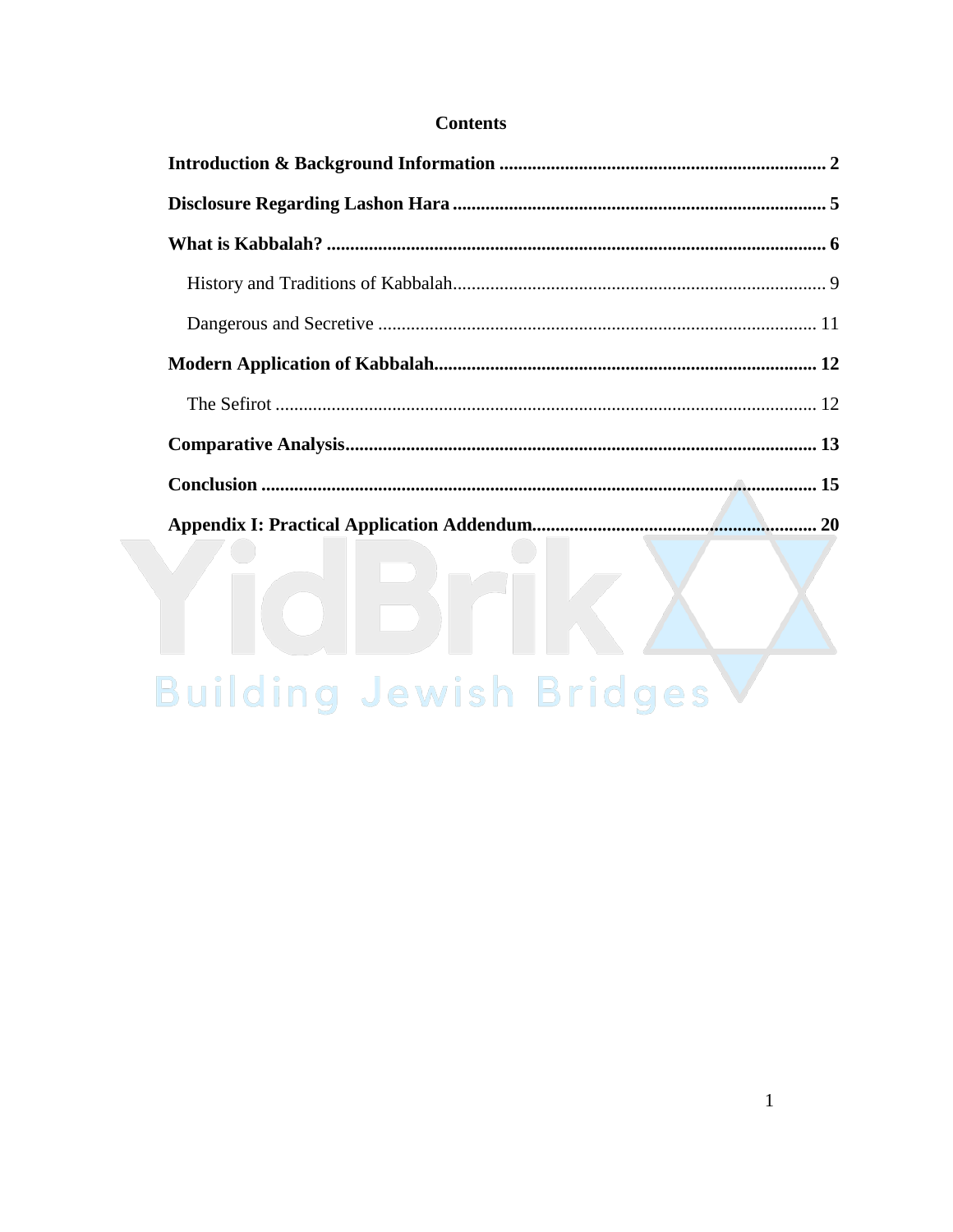# Contents

**Introduction & Background Information** ..................................................................... **2**

**Disclosure Regarding Lashon Hara** ............................................................................... **5**

**What is Kabbalah?** ......................................................................................................... **6**

  History and Traditions of Kabbalah................................................................................ 9

  Dangerous and Secretive .............................................................................................. 11

**Modern Application of Kabbalah**................................................................................. **12**

  The Sefirot .................................................................................................................... 12

**Comparative Analysis**.................................................................................................... **13**

**Conclusion** ..................................................................................................................... **15**

**Appendix I: Practical Application Addendum**............................................................. **20**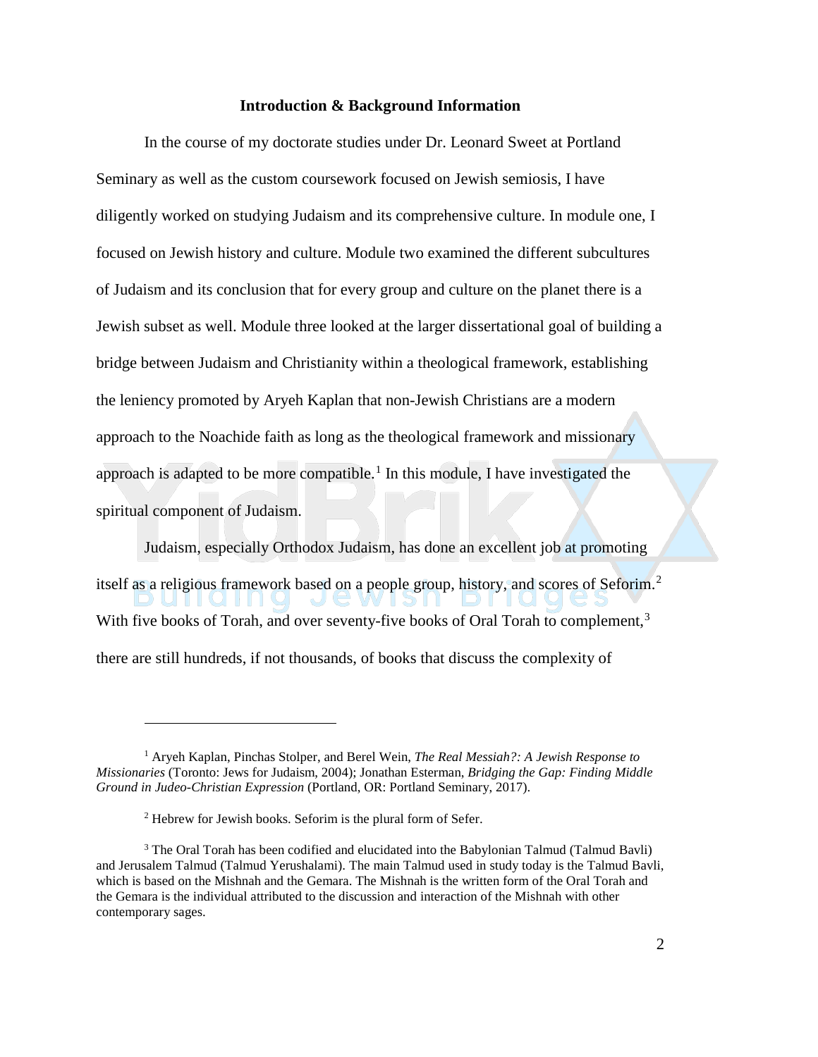## Introduction & Background Information

In the course of my doctorate studies under Dr. Leonard Sweet at Portland Seminary as well as the custom coursework focused on Jewish semiosis, I have diligently worked on studying Judaism and its comprehensive culture. In module one, I focused on Jewish history and culture. Module two examined the different subcultures of Judaism and its conclusion that for every group and culture on the planet there is a Jewish subset as well. Module three looked at the larger dissertational goal of building a bridge between Judaism and Christianity within a theological framework, establishing the leniency promoted by Aryeh Kaplan that non-Jewish Christians are a modern approach to the Noachide faith as long as the theological framework and missionary approach is adapted to be more compatible.[1] In this module, I have investigated the spiritual component of Judaism.

Judaism, especially Orthodox Judaism, has done an excellent job at promoting itself as a religious framework based on a people group, history, and scores of Seforim.[2] With five books of Torah, and over seventy-five books of Oral Torah to complement,[3] there are still hundreds, if not thousands, of books that discuss the complexity of

---

[1] Aryeh Kaplan, Pinchas Stolper, and Berel Wein, *The Real Messiah?: A Jewish Response to Missionaries* (Toronto: Jews for Judaism, 2004); Jonathan Esterman, *Bridging the Gap: Finding Middle Ground in Judeo-Christian Expression* (Portland, OR: Portland Seminary, 2017).

[2] Hebrew for Jewish books. Seforim is the plural form of Sefer.

[3] The Oral Torah has been codified and elucidated into the Babylonian Talmud (Talmud Bavli) and Jerusalem Talmud (Talmud Yerushalami). The main Talmud used in study today is the Talmud Bavli, which is based on the Mishnah and the Gemara. The Mishnah is the written form of the Oral Torah and the Gemara is the individual attributed to the discussion and interaction of the Mishnah with other contemporary sages.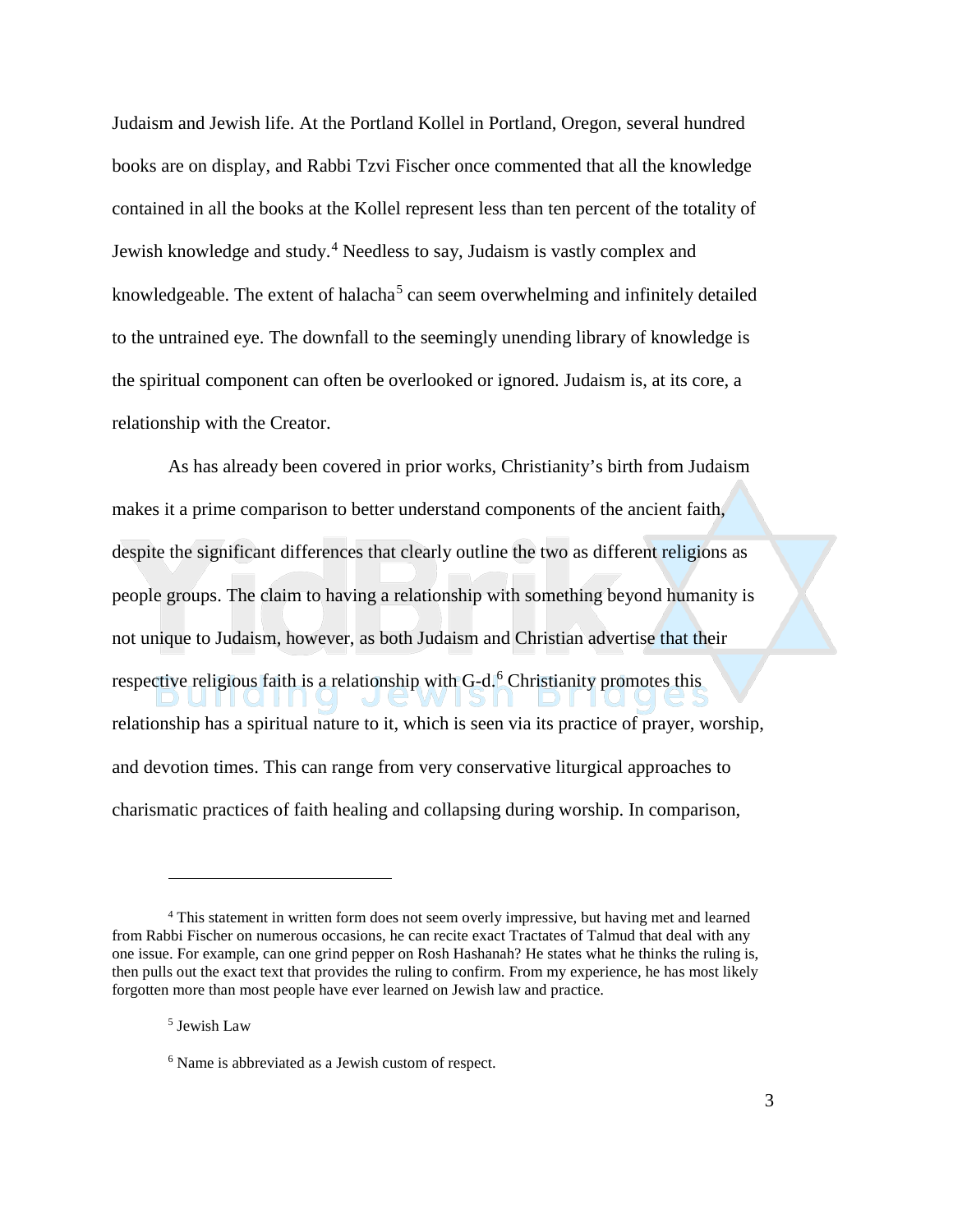Judaism and Jewish life. At the Portland Kollel in Portland, Oregon, several hundred books are on display, and Rabbi Tzvi Fischer once commented that all the knowledge contained in all the books at the Kollel represent less than ten percent of the totality of Jewish knowledge and study.[4] Needless to say, Judaism is vastly complex and knowledgeable. The extent of halacha[5] can seem overwhelming and infinitely detailed to the untrained eye. The downfall to the seemingly unending library of knowledge is the spiritual component can often be overlooked or ignored. Judaism is, at its core, a relationship with the Creator.

As has already been covered in prior works, Christianity's birth from Judaism makes it a prime comparison to better understand components of the ancient faith, despite the significant differences that clearly outline the two as different religions as people groups. The claim to having a relationship with something beyond humanity is not unique to Judaism, however, as both Judaism and Christian advertise that their respective religious faith is a relationship with G-d.[6] Christianity promotes this relationship has a spiritual nature to it, which is seen via its practice of prayer, worship, and devotion times. This can range from very conservative liturgical approaches to charismatic practices of faith healing and collapsing during worship. In comparison,

---

[4] This statement in written form does not seem overly impressive, but having met and learned from Rabbi Fischer on numerous occasions, he can recite exact Tractates of Talmud that deal with any one issue. For example, can one grind pepper on Rosh Hashanah? He states what he thinks the ruling is, then pulls out the exact text that provides the ruling to confirm. From my experience, he has most likely forgotten more than most people have ever learned on Jewish law and practice.

[5] Jewish Law

[6] Name is abbreviated as a Jewish custom of respect.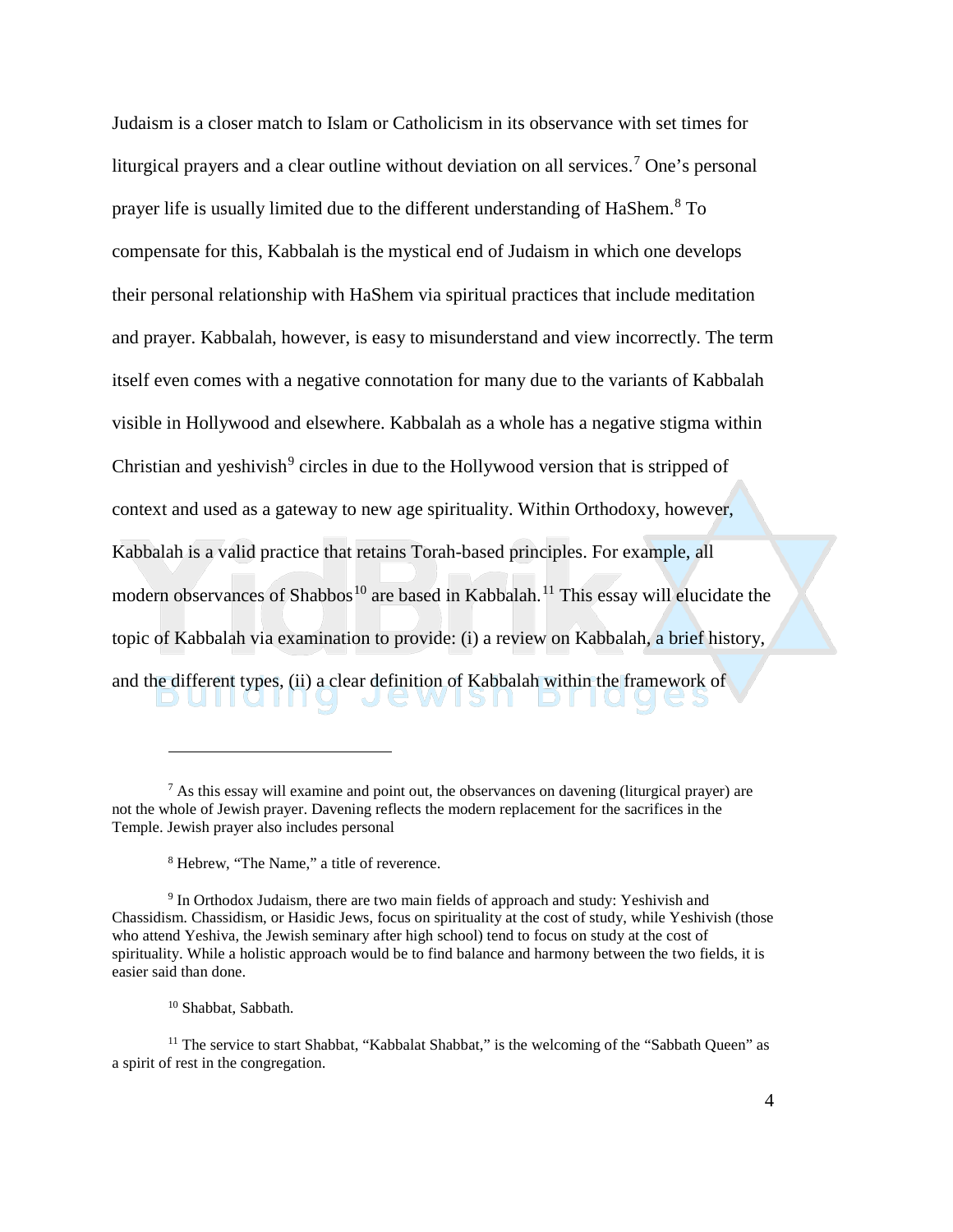Judaism is a closer match to Islam or Catholicism in its observance with set times for liturgical prayers and a clear outline without deviation on all services.[7] One's personal prayer life is usually limited due to the different understanding of HaShem.[8] To compensate for this, Kabbalah is the mystical end of Judaism in which one develops their personal relationship with HaShem via spiritual practices that include meditation and prayer. Kabbalah, however, is easy to misunderstand and view incorrectly. The term itself even comes with a negative connotation for many due to the variants of Kabbalah visible in Hollywood and elsewhere. Kabbalah as a whole has a negative stigma within Christian and yeshivish[9] circles in due to the Hollywood version that is stripped of context and used as a gateway to new age spirituality. Within Orthodoxy, however, Kabbalah is a valid practice that retains Torah-based principles. For example, all modern observances of Shabbos[10] are based in Kabbalah.[11] This essay will elucidate the topic of Kabbalah via examination to provide: (i) a review on Kabbalah, a brief history, and the different types, (ii) a clear definition of Kabbalah within the framework of

---

[7] As this essay will examine and point out, the observances on davening (liturgical prayer) are not the whole of Jewish prayer. Davening reflects the modern replacement for the sacrifices in the Temple. Jewish prayer also includes personal

[8] Hebrew, "The Name," a title of reverence.

[9] In Orthodox Judaism, there are two main fields of approach and study: Yeshivish and Chassidism. Chassidism, or Hasidic Jews, focus on spirituality at the cost of study, while Yeshivish (those who attend Yeshiva, the Jewish seminary after high school) tend to focus on study at the cost of spirituality. While a holistic approach would be to find balance and harmony between the two fields, it is easier said than done.

[10] Shabbat, Sabbath.

[11] The service to start Shabbat, "Kabbalat Shabbat," is the welcoming of the "Sabbath Queen" as a spirit of rest in the congregation.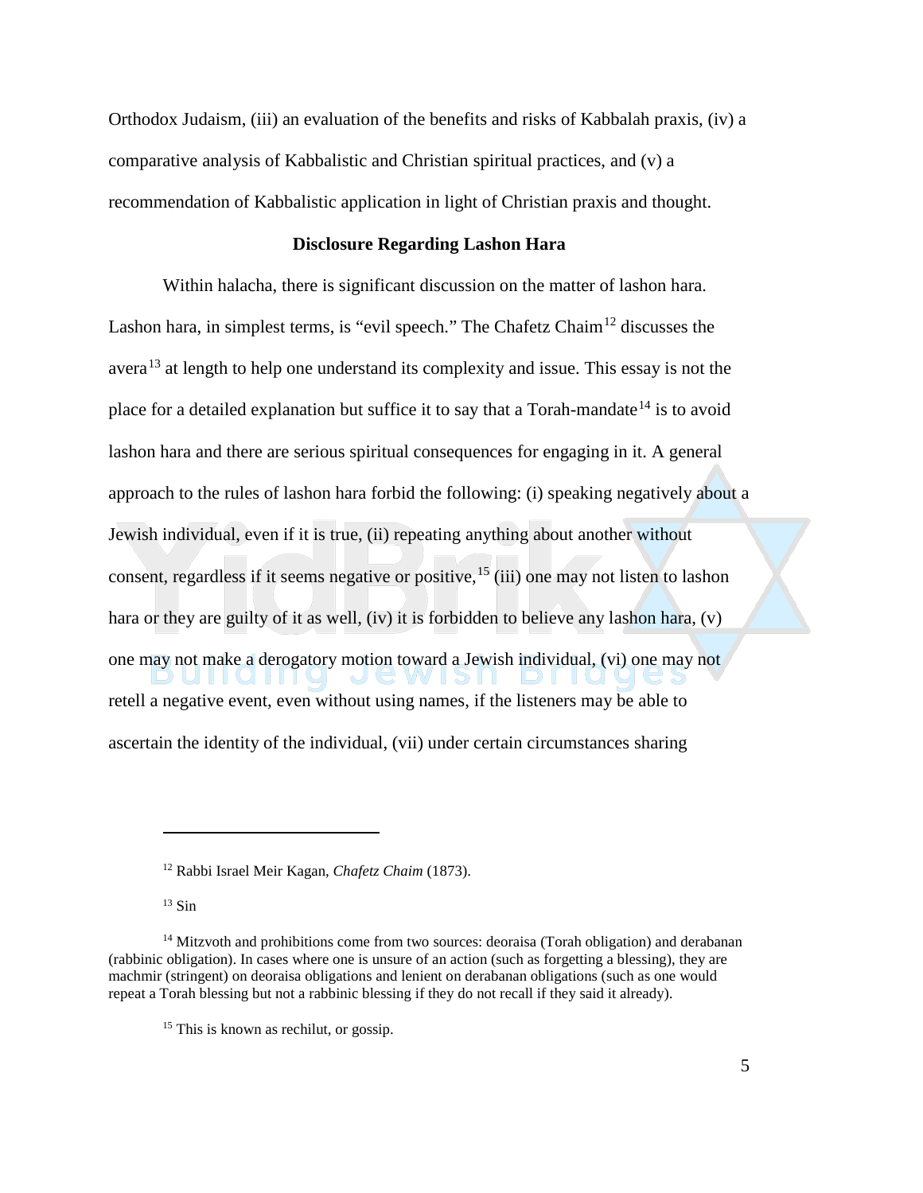Orthodox Judaism, (iii) an evaluation of the benefits and risks of Kabbalah praxis, (iv) a comparative analysis of Kabbalistic and Christian spiritual practices, and (v) a recommendation of Kabbalistic application in light of Christian praxis and thought.

### Disclosure Regarding Lashon Hara

Within halacha, there is significant discussion on the matter of lashon hara. Lashon hara, in simplest terms, is "evil speech." The Chafetz Chaim[12] discusses the avera[13] at length to help one understand its complexity and issue. This essay is not the place for a detailed explanation but suffice it to say that a Torah-mandate[14] is to avoid lashon hara and there are serious spiritual consequences for engaging in it. A general approach to the rules of lashon hara forbid the following: (i) speaking negatively about a Jewish individual, even if it is true, (ii) repeating anything about another without consent, regardless if it seems negative or positive,[15] (iii) one may not listen to lashon hara or they are guilty of it as well, (iv) it is forbidden to believe any lashon hara, (v) one may not make a derogatory motion toward a Jewish individual, (vi) one may not retell a negative event, even without using names, if the listeners may be able to ascertain the identity of the individual, (vii) under certain circumstances sharing

---

[12] Rabbi Israel Meir Kagan, *Chafetz Chaim* (1873).

[13] Sin

[14] Mitzvoth and prohibitions come from two sources: deoraisa (Torah obligation) and derabanan (rabbinic obligation). In cases where one is unsure of an action (such as forgetting a blessing), they are machmir (stringent) on deoraisa obligations and lenient on derabanan obligations (such as one would repeat a Torah blessing but not a rabbinic blessing if they do not recall if they said it already).

[15] This is known as rechilut, or gossip.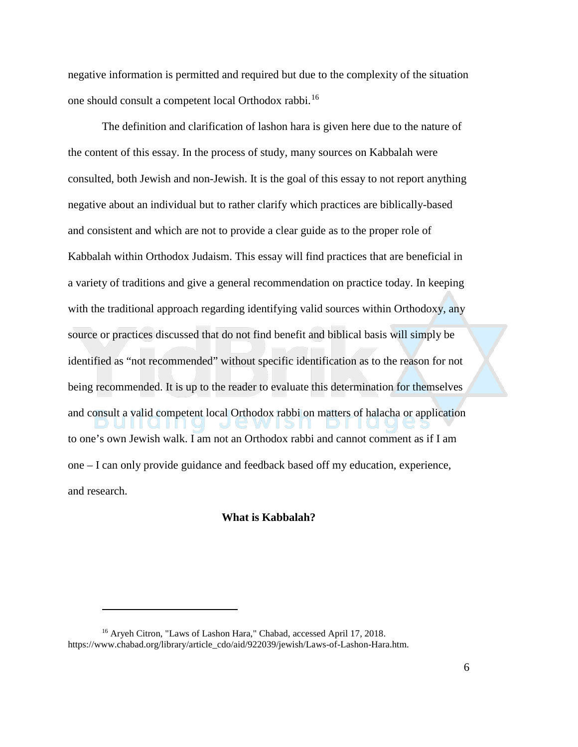negative information is permitted and required but due to the complexity of the situation one should consult a competent local Orthodox rabbi.[16]

The definition and clarification of lashon hara is given here due to the nature of the content of this essay. In the process of study, many sources on Kabbalah were consulted, both Jewish and non-Jewish. It is the goal of this essay to not report anything negative about an individual but to rather clarify which practices are biblically-based and consistent and which are not to provide a clear guide as to the proper role of Kabbalah within Orthodox Judaism. This essay will find practices that are beneficial in a variety of traditions and give a general recommendation on practice today. In keeping with the traditional approach regarding identifying valid sources within Orthodoxy, any source or practices discussed that do not find benefit and biblical basis will simply be identified as "not recommended" without specific identification as to the reason for not being recommended. It is up to the reader to evaluate this determination for themselves and consult a valid competent local Orthodox rabbi on matters of halacha or application to one's own Jewish walk. I am not an Orthodox rabbi and cannot comment as if I am one – I can only provide guidance and feedback based off my education, experience, and research.

## What is Kabbalah?

[16] Aryeh Citron, "Laws of Lashon Hara," Chabad, accessed April 17, 2018. https://www.chabad.org/library/article_cdo/aid/922039/jewish/Laws-of-Lashon-Hara.htm.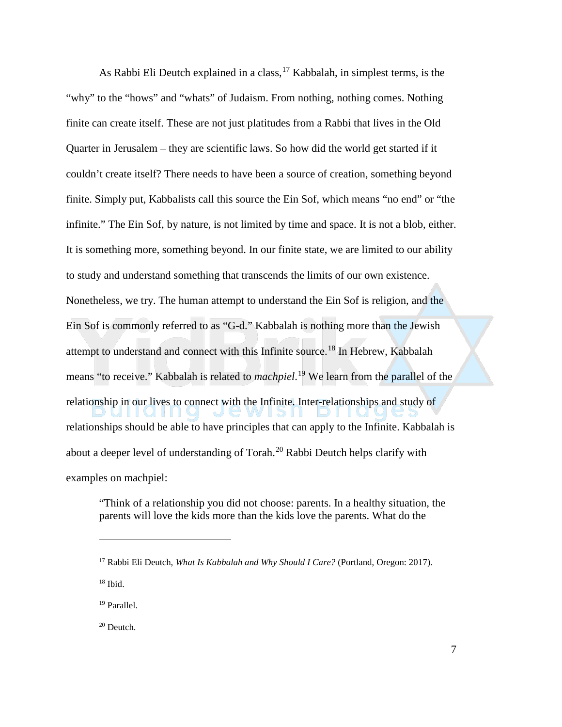As Rabbi Eli Deutch explained in a class,[17] Kabbalah, in simplest terms, is the "why" to the "hows" and "whats" of Judaism. From nothing, nothing comes. Nothing finite can create itself. These are not just platitudes from a Rabbi that lives in the Old Quarter in Jerusalem – they are scientific laws. So how did the world get started if it couldn't create itself? There needs to have been a source of creation, something beyond finite. Simply put, Kabbalists call this source the Ein Sof, which means "no end" or "the infinite." The Ein Sof, by nature, is not limited by time and space. It is not a blob, either. It is something more, something beyond. In our finite state, we are limited to our ability to study and understand something that transcends the limits of our own existence. Nonetheless, we try. The human attempt to understand the Ein Sof is religion, and the Ein Sof is commonly referred to as "G-d." Kabbalah is nothing more than the Jewish attempt to understand and connect with this Infinite source.[18] In Hebrew, Kabbalah means "to receive." Kabbalah is related to *machpiel*.[19] We learn from the parallel of the relationship in our lives to connect with the Infinite. Inter-relationships and study of relationships should be able to have principles that can apply to the Infinite. Kabbalah is about a deeper level of understanding of Torah.[20] Rabbi Deutch helps clarify with examples on machpiel:

> "Think of a relationship you did not choose: parents. In a healthy situation, the parents will love the kids more than the kids love the parents. What do the

---

[17] Rabbi Eli Deutch, *What Is Kabbalah and Why Should I Care?* (Portland, Oregon: 2017).

[18] Ibid.

[19] Parallel.

[20] Deutch.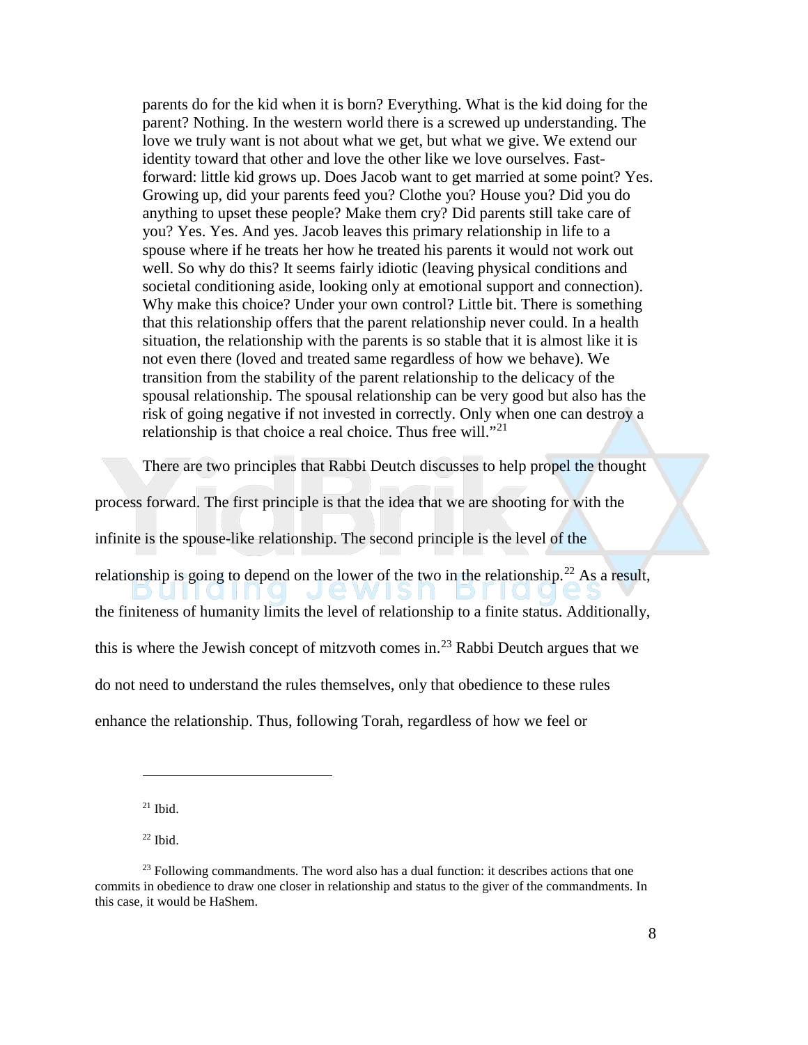parents do for the kid when it is born? Everything. What is the kid doing for the parent? Nothing. In the western world there is a screwed up understanding. The love we truly want is not about what we get, but what we give. We extend our identity toward that other and love the other like we love ourselves. Fast-forward: little kid grows up. Does Jacob want to get married at some point? Yes. Growing up, did your parents feed you? Clothe you? House you? Did you do anything to upset these people? Make them cry? Did parents still take care of you? Yes. Yes. And yes. Jacob leaves this primary relationship in life to a spouse where if he treats her how he treated his parents it would not work out well. So why do this? It seems fairly idiotic (leaving physical conditions and societal conditioning aside, looking only at emotional support and connection). Why make this choice? Under your own control? Little bit. There is something that this relationship offers that the parent relationship never could. In a health situation, the relationship with the parents is so stable that it is almost like it is not even there (loved and treated same regardless of how we behave). We transition from the stability of the parent relationship to the delicacy of the spousal relationship. The spousal relationship can be very good but also has the risk of going negative if not invested in correctly. Only when one can destroy a relationship is that choice a real choice. Thus free will."[21]

There are two principles that Rabbi Deutch discusses to help propel the thought process forward. The first principle is that the idea that we are shooting for with the infinite is the spouse-like relationship. The second principle is the level of the relationship is going to depend on the lower of the two in the relationship.[22] As a result, the finiteness of humanity limits the level of relationship to a finite status. Additionally, this is where the Jewish concept of mitzvoth comes in.[23] Rabbi Deutch argues that we do not need to understand the rules themselves, only that obedience to these rules enhance the relationship. Thus, following Torah, regardless of how we feel or

---

[21] Ibid.

[22] Ibid.

[23] Following commandments. The word also has a dual function: it describes actions that one commits in obedience to draw one closer in relationship and status to the giver of the commandments. In this case, it would be HaShem.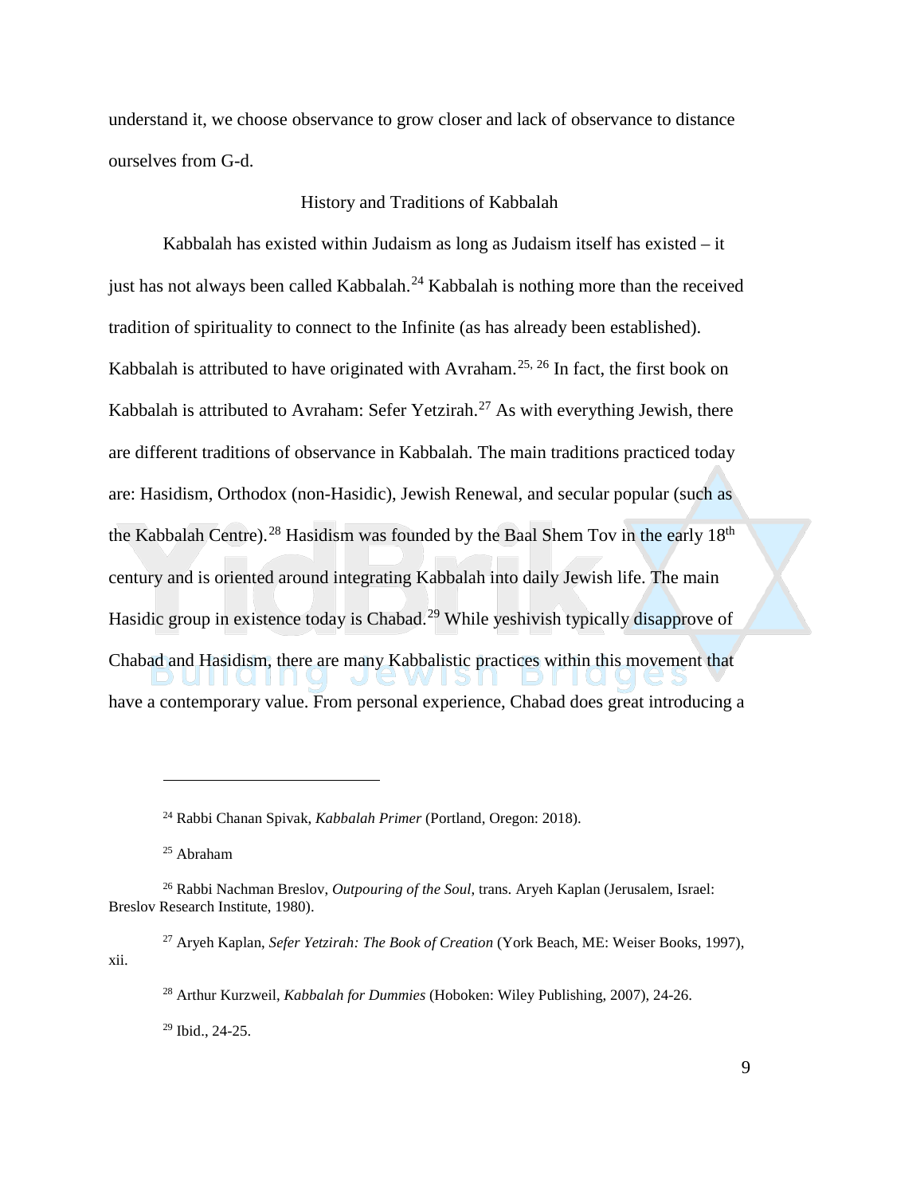understand it, we choose observance to grow closer and lack of observance to distance ourselves from G-d.

## History and Traditions of Kabbalah

Kabbalah has existed within Judaism as long as Judaism itself has existed – it just has not always been called Kabbalah.[24] Kabbalah is nothing more than the received tradition of spirituality to connect to the Infinite (as has already been established). Kabbalah is attributed to have originated with Avraham.[25, 26] In fact, the first book on Kabbalah is attributed to Avraham: Sefer Yetzirah.[27] As with everything Jewish, there are different traditions of observance in Kabbalah. The main traditions practiced today are: Hasidism, Orthodox (non-Hasidic), Jewish Renewal, and secular popular (such as the Kabbalah Centre).[28] Hasidism was founded by the Baal Shem Tov in the early 18th century and is oriented around integrating Kabbalah into daily Jewish life. The main Hasidic group in existence today is Chabad.[29] While yeshivish typically disapprove of Chabad and Hasidism, there are many Kabbalistic practices within this movement that have a contemporary value. From personal experience, Chabad does great introducing a

---

[24] Rabbi Chanan Spivak, *Kabbalah Primer* (Portland, Oregon: 2018).

[25] Abraham

[26] Rabbi Nachman Breslov, *Outpouring of the Soul*, trans. Aryeh Kaplan (Jerusalem, Israel: Breslov Research Institute, 1980).

[27] Aryeh Kaplan, *Sefer Yetzirah: The Book of Creation* (York Beach, ME: Weiser Books, 1997), xii.

[28] Arthur Kurzweil, *Kabbalah for Dummies* (Hoboken: Wiley Publishing, 2007), 24-26.

[29] Ibid., 24-25.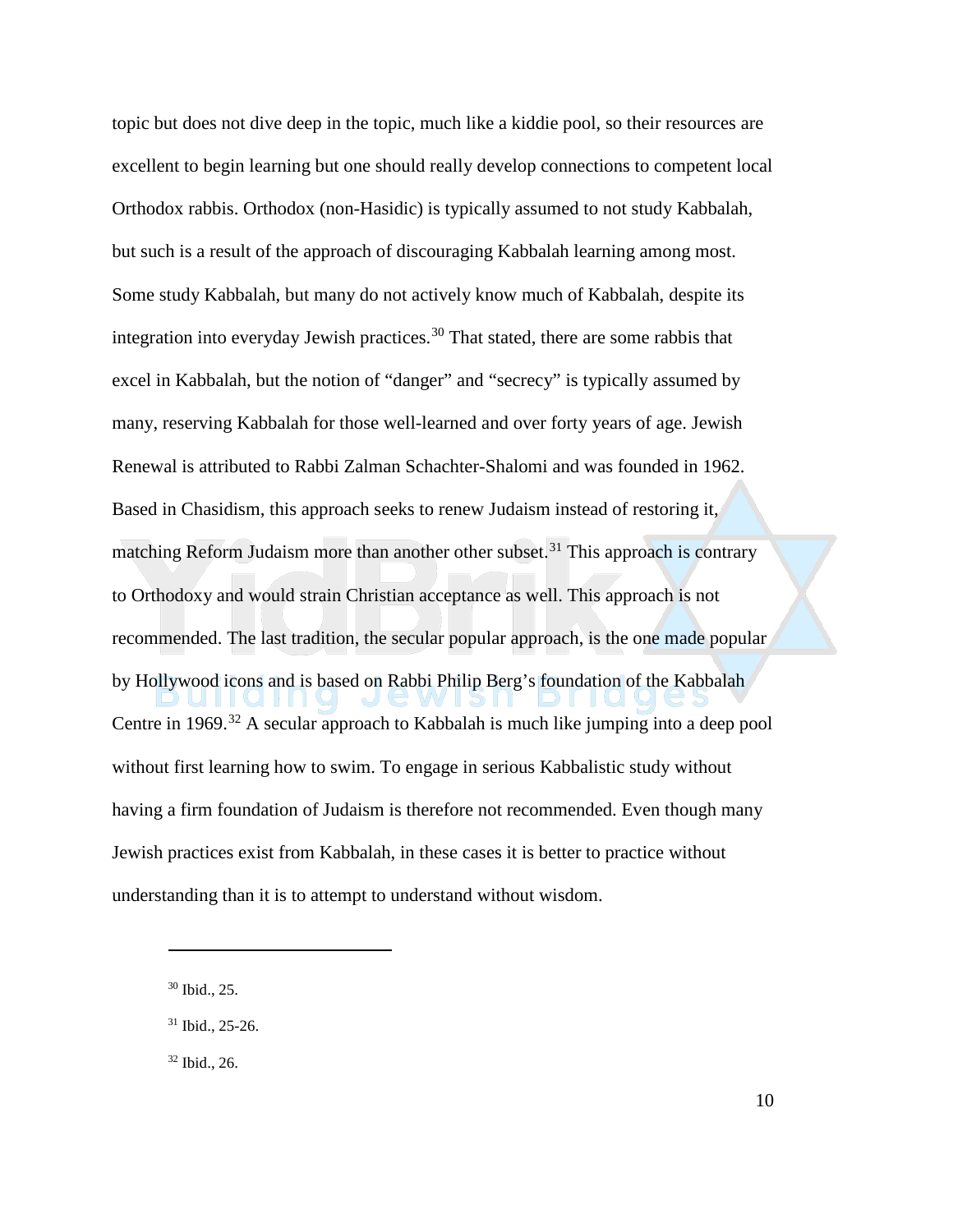topic but does not dive deep in the topic, much like a kiddie pool, so their resources are excellent to begin learning but one should really develop connections to competent local Orthodox rabbis. Orthodox (non-Hasidic) is typically assumed to not study Kabbalah, but such is a result of the approach of discouraging Kabbalah learning among most. Some study Kabbalah, but many do not actively know much of Kabbalah, despite its integration into everyday Jewish practices.[30] That stated, there are some rabbis that excel in Kabbalah, but the notion of "danger" and "secrecy" is typically assumed by many, reserving Kabbalah for those well-learned and over forty years of age. Jewish Renewal is attributed to Rabbi Zalman Schachter-Shalomi and was founded in 1962. Based in Chasidism, this approach seeks to renew Judaism instead of restoring it, matching Reform Judaism more than another other subset.[31] This approach is contrary to Orthodoxy and would strain Christian acceptance as well. This approach is not recommended. The last tradition, the secular popular approach, is the one made popular by Hollywood icons and is based on Rabbi Philip Berg's foundation of the Kabbalah Centre in 1969.[32] A secular approach to Kabbalah is much like jumping into a deep pool without first learning how to swim. To engage in serious Kabbalistic study without having a firm foundation of Judaism is therefore not recommended. Even though many Jewish practices exist from Kabbalah, in these cases it is better to practice without understanding than it is to attempt to understand without wisdom.

---

[30] Ibid., 25.

[31] Ibid., 25-26.

[32] Ibid., 26.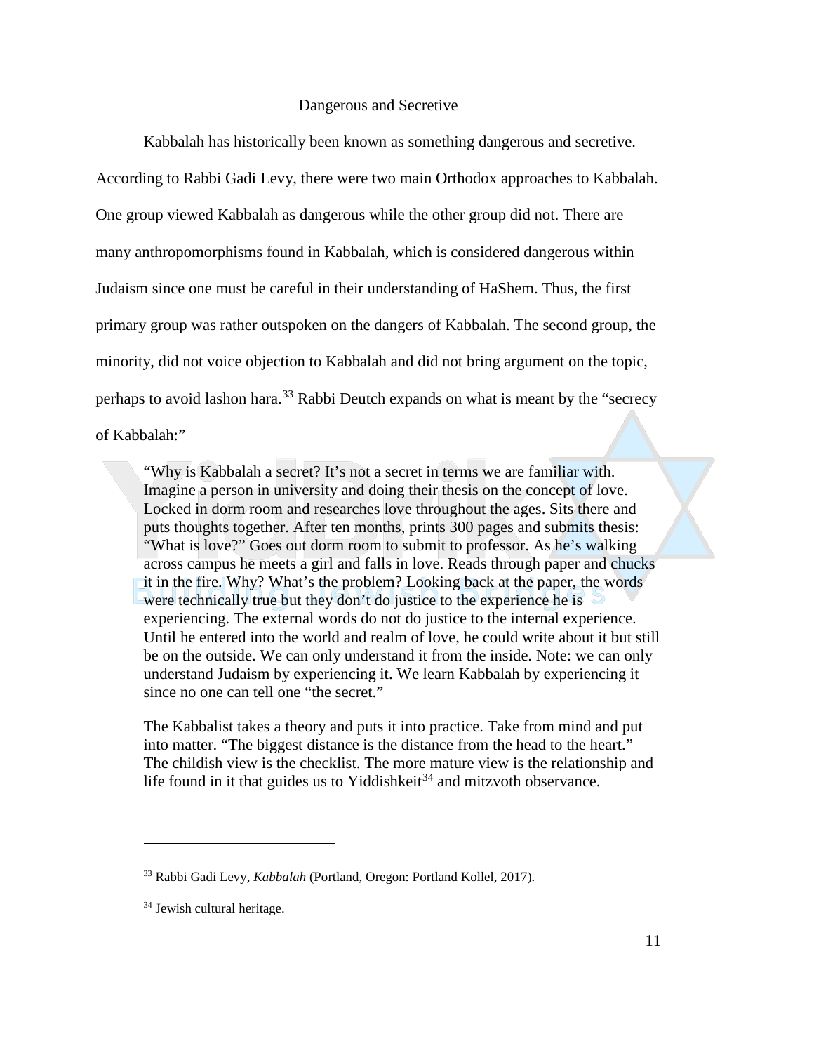## Dangerous and Secretive

Kabbalah has historically been known as something dangerous and secretive. According to Rabbi Gadi Levy, there were two main Orthodox approaches to Kabbalah. One group viewed Kabbalah as dangerous while the other group did not. There are many anthropomorphisms found in Kabbalah, which is considered dangerous within Judaism since one must be careful in their understanding of HaShem. Thus, the first primary group was rather outspoken on the dangers of Kabbalah. The second group, the minority, did not voice objection to Kabbalah and did not bring argument on the topic, perhaps to avoid lashon hara.[33] Rabbi Deutch expands on what is meant by the "secrecy of Kabbalah:"

> "Why is Kabbalah a secret? It's not a secret in terms we are familiar with. Imagine a person in university and doing their thesis on the concept of love. Locked in dorm room and researches love throughout the ages. Sits there and puts thoughts together. After ten months, prints 300 pages and submits thesis: "What is love?" Goes out dorm room to submit to professor. As he's walking across campus he meets a girl and falls in love. Reads through paper and chucks it in the fire. Why? What's the problem? Looking back at the paper, the words were technically true but they don't do justice to the experience he is experiencing. The external words do not do justice to the internal experience. Until he entered into the world and realm of love, he could write about it but still be on the outside. We can only understand it from the inside. Note: we can only understand Judaism by experiencing it. We learn Kabbalah by experiencing it since no one can tell one "the secret."
>
> The Kabbalist takes a theory and puts it into practice. Take from mind and put into matter. "The biggest distance is the distance from the head to the heart." The childish view is the checklist. The more mature view is the relationship and life found in it that guides us to Yiddishkeit[34] and mitzvoth observance.

---

[33] Rabbi Gadi Levy, *Kabbalah* (Portland, Oregon: Portland Kollel, 2017).

[34] Jewish cultural heritage.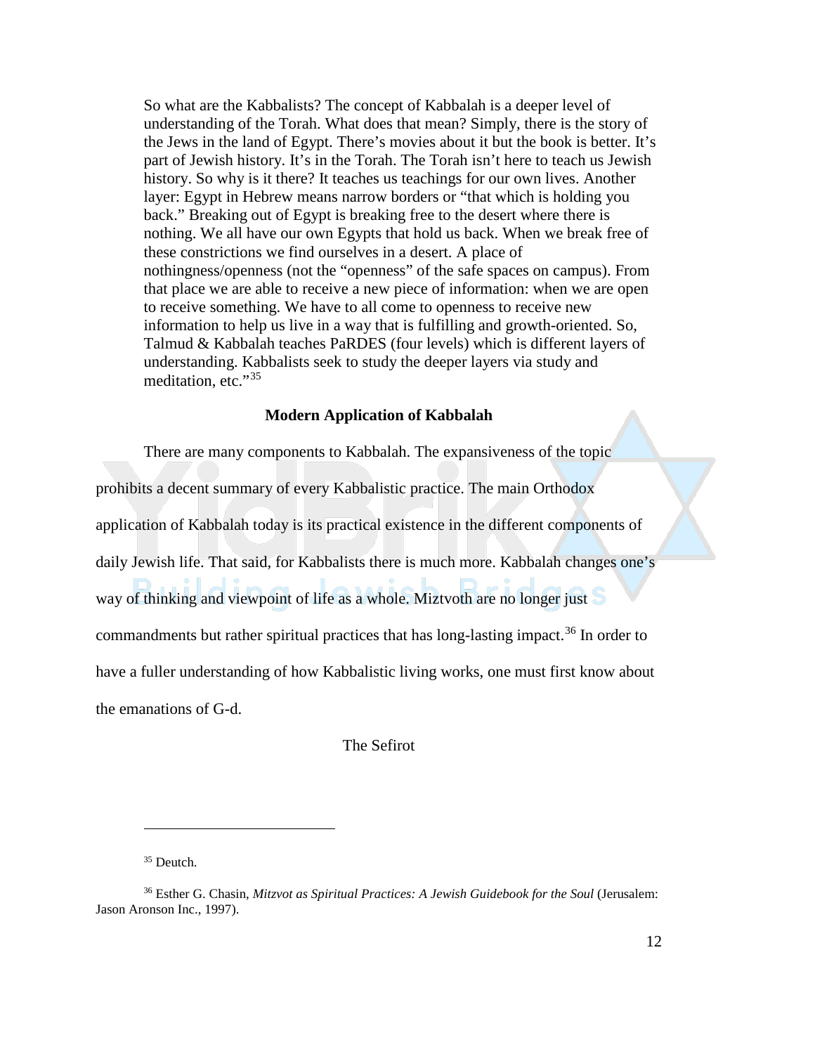So what are the Kabbalists? The concept of Kabbalah is a deeper level of understanding of the Torah. What does that mean? Simply, there is the story of the Jews in the land of Egypt. There's movies about it but the book is better. It's part of Jewish history. It's in the Torah. The Torah isn't here to teach us Jewish history. So why is it there? It teaches us teachings for our own lives. Another layer: Egypt in Hebrew means narrow borders or "that which is holding you back." Breaking out of Egypt is breaking free to the desert where there is nothing. We all have our own Egypts that hold us back. When we break free of these constrictions we find ourselves in a desert. A place of nothingness/openness (not the "openness" of the safe spaces on campus). From that place we are able to receive a new piece of information: when we are open to receive something. We have to all come to openness to receive new information to help us live in a way that is fulfilling and growth-oriented. So, Talmud & Kabbalah teaches PaRDES (four levels) which is different layers of understanding. Kabbalists seek to study the deeper layers via study and meditation, etc."[35]

## Modern Application of Kabbalah

There are many components to Kabbalah. The expansiveness of the topic prohibits a decent summary of every Kabbalistic practice. The main Orthodox application of Kabbalah today is its practical existence in the different components of daily Jewish life. That said, for Kabbalists there is much more. Kabbalah changes one's way of thinking and viewpoint of life as a whole. Miztvoth are no longer just commandments but rather spiritual practices that has long-lasting impact.[36] In order to have a fuller understanding of how Kabbalistic living works, one must first know about the emanations of G-d.

### The Sefirot

---

[35] Deutch.

[36] Esther G. Chasin, *Mitzvot as Spiritual Practices: A Jewish Guidebook for the Soul* (Jerusalem: Jason Aronson Inc., 1997).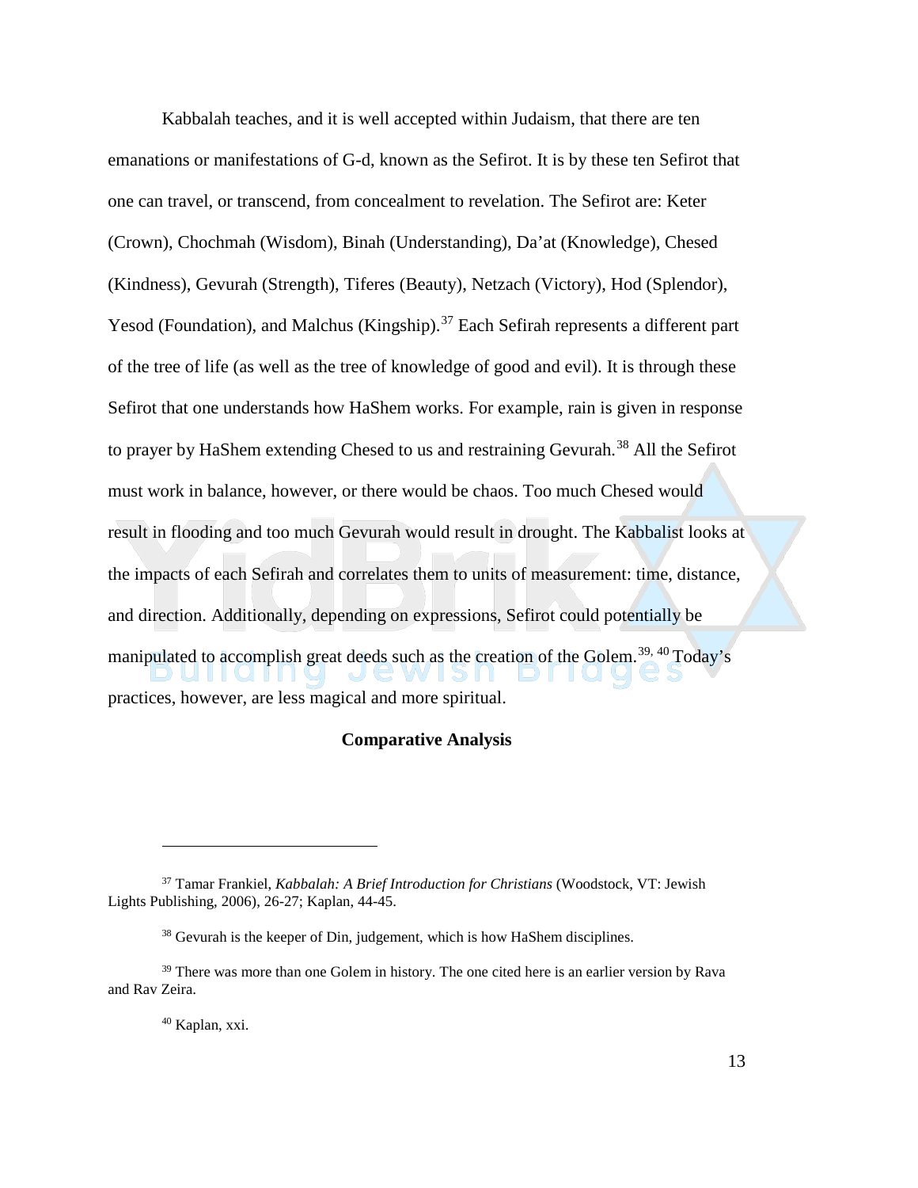Kabbalah teaches, and it is well accepted within Judaism, that there are ten emanations or manifestations of G-d, known as the Sefirot. It is by these ten Sefirot that one can travel, or transcend, from concealment to revelation. The Sefirot are: Keter (Crown), Chochmah (Wisdom), Binah (Understanding), Da'at (Knowledge), Chesed (Kindness), Gevurah (Strength), Tiferes (Beauty), Netzach (Victory), Hod (Splendor), Yesod (Foundation), and Malchus (Kingship).[37] Each Sefirah represents a different part of the tree of life (as well as the tree of knowledge of good and evil). It is through these Sefirot that one understands how HaShem works. For example, rain is given in response to prayer by HaShem extending Chesed to us and restraining Gevurah.[38] All the Sefirot must work in balance, however, or there would be chaos. Too much Chesed would result in flooding and too much Gevurah would result in drought. The Kabbalist looks at the impacts of each Sefirah and correlates them to units of measurement: time, distance, and direction. Additionally, depending on expressions, Sefirot could potentially be manipulated to accomplish great deeds such as the creation of the Golem.[39, 40] Today's practices, however, are less magical and more spiritual.

**Comparative Analysis**

---

[37] Tamar Frankiel, *Kabbalah: A Brief Introduction for Christians* (Woodstock, VT: Jewish Lights Publishing, 2006), 26-27; Kaplan, 44-45.

[38] Gevurah is the keeper of Din, judgement, which is how HaShem disciplines.

[39] There was more than one Golem in history. The one cited here is an earlier version by Rava and Rav Zeira.

[40] Kaplan, xxi.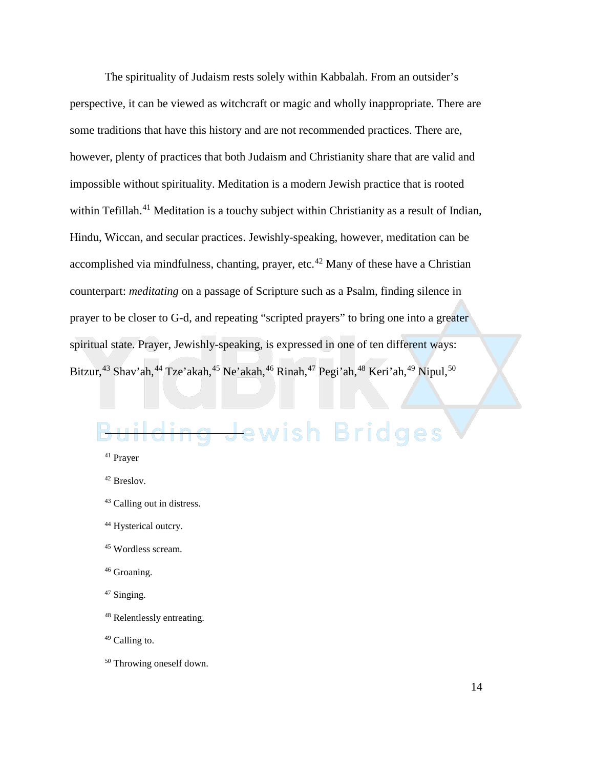The spirituality of Judaism rests solely within Kabbalah. From an outsider's perspective, it can be viewed as witchcraft or magic and wholly inappropriate. There are some traditions that have this history and are not recommended practices. There are, however, plenty of practices that both Judaism and Christianity share that are valid and impossible without spirituality. Meditation is a modern Jewish practice that is rooted within Tefillah.[41] Meditation is a touchy subject within Christianity as a result of Indian, Hindu, Wiccan, and secular practices. Jewishly-speaking, however, meditation can be accomplished via mindfulness, chanting, prayer, etc.[42] Many of these have a Christian counterpart: *meditating* on a passage of Scripture such as a Psalm, finding silence in prayer to be closer to G-d, and repeating "scripted prayers" to bring one into a greater spiritual state. Prayer, Jewishly-speaking, is expressed in one of ten different ways: Bitzur,[43] Shav'ah,[44] Tze'akah,[45] Ne'akah,[46] Rinah,[47] Pegi'ah,[48] Keri'ah,[49] Nipul,[50]

---

[41] Prayer

[42] Breslov.

[43] Calling out in distress.

[44] Hysterical outcry.

[45] Wordless scream.

[46] Groaning.

[47] Singing.

[48] Relentlessly entreating.

[49] Calling to.

[50] Throwing oneself down.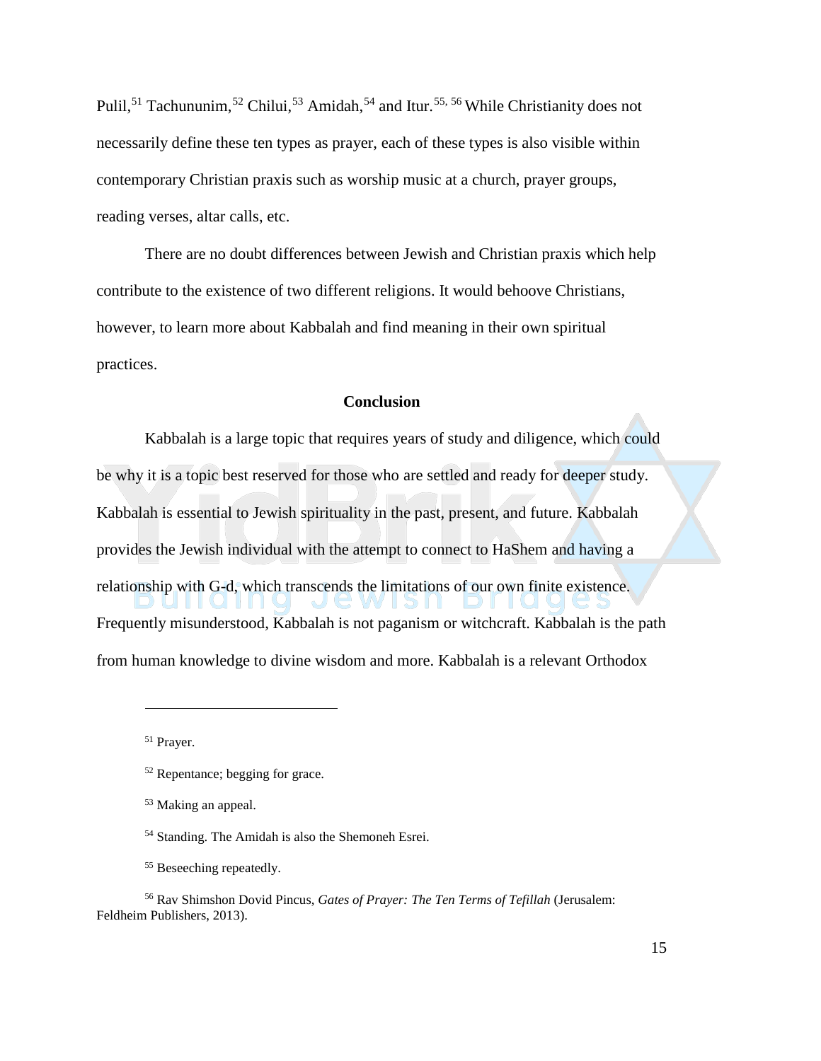Pulil,[51] Tachununim,[52] Chilui,[53] Amidah,[54] and Itur.[55, 56] While Christianity does not necessarily define these ten types as prayer, each of these types is also visible within contemporary Christian praxis such as worship music at a church, prayer groups, reading verses, altar calls, etc.

There are no doubt differences between Jewish and Christian praxis which help contribute to the existence of two different religions. It would behoove Christians, however, to learn more about Kabbalah and find meaning in their own spiritual practices.

## Conclusion

Kabbalah is a large topic that requires years of study and diligence, which could be why it is a topic best reserved for those who are settled and ready for deeper study. Kabbalah is essential to Jewish spirituality in the past, present, and future. Kabbalah provides the Jewish individual with the attempt to connect to HaShem and having a relationship with G-d, which transcends the limitations of our own finite existence. Frequently misunderstood, Kabbalah is not paganism or witchcraft. Kabbalah is the path from human knowledge to divine wisdom and more. Kabbalah is a relevant Orthodox

---

[51] Prayer.

[52] Repentance; begging for grace.

[53] Making an appeal.

[54] Standing. The Amidah is also the Shemoneh Esrei.

[55] Beseeching repeatedly.

[56] Rav Shimshon Dovid Pincus, *Gates of Prayer: The Ten Terms of Tefillah* (Jerusalem: Feldheim Publishers, 2013).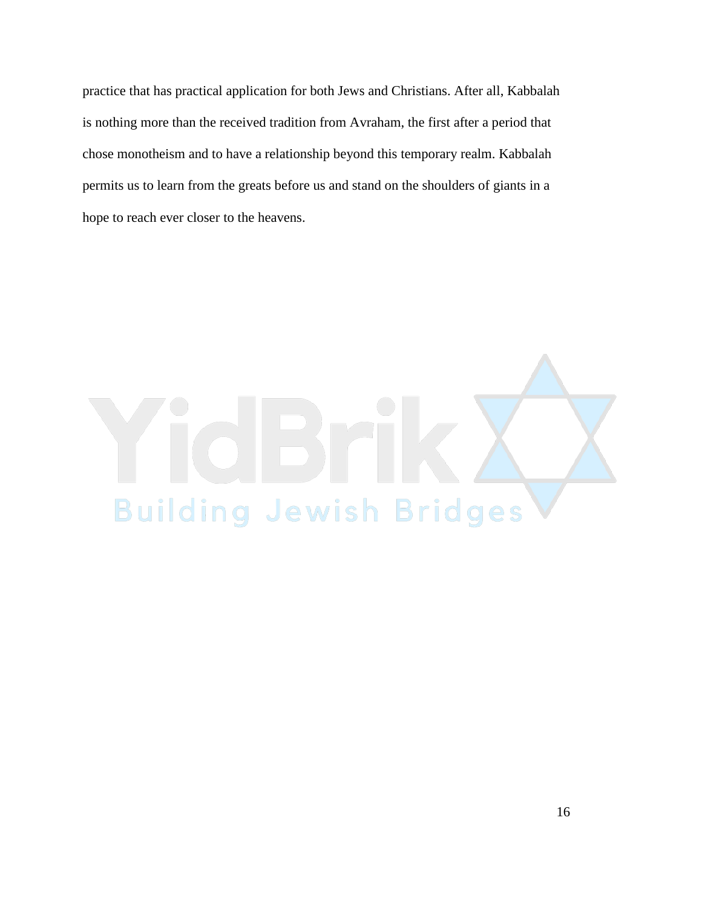practice that has practical application for both Jews and Christians. After all, Kabbalah is nothing more than the received tradition from Avraham, the first after a period that chose monotheism and to have a relationship beyond this temporary realm. Kabbalah permits us to learn from the greats before us and stand on the shoulders of giants in a hope to reach ever closer to the heavens.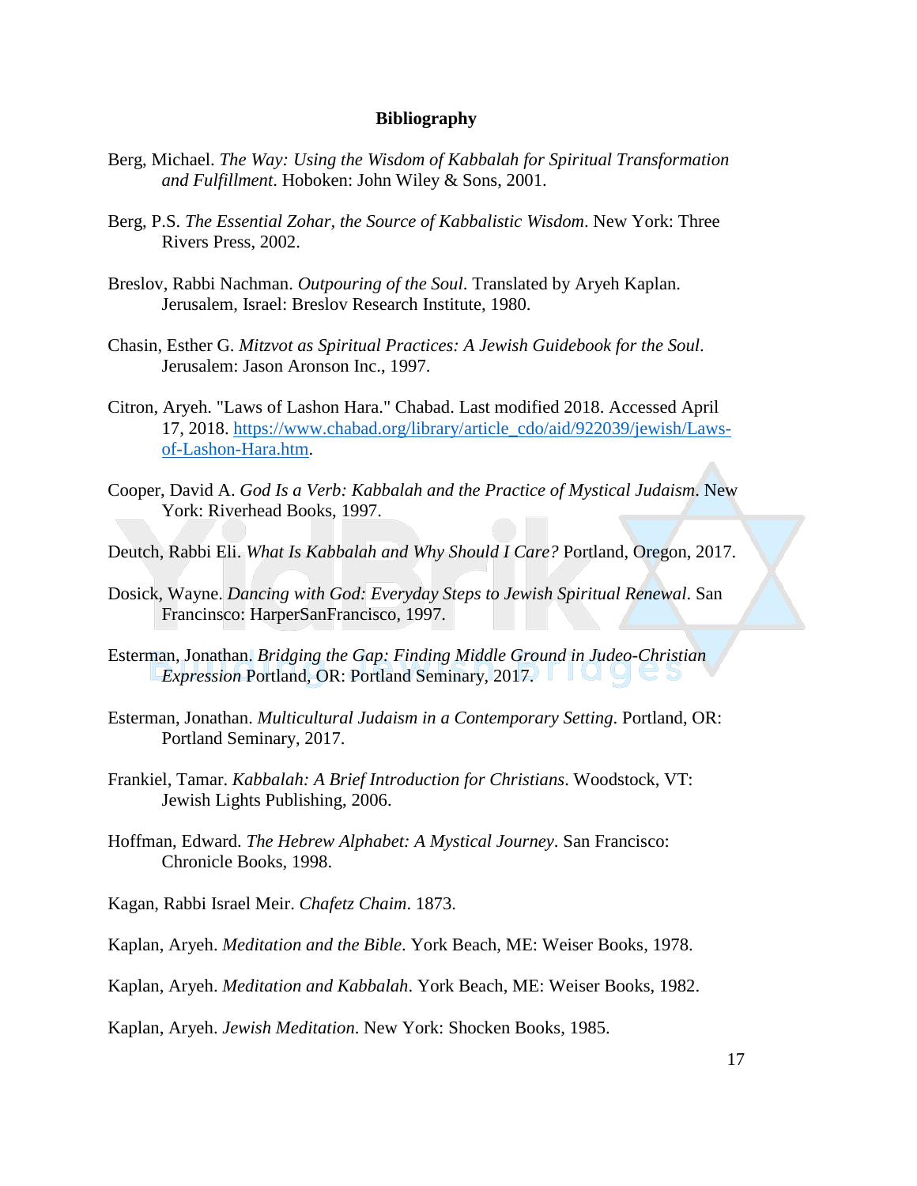**Bibliography**

Berg, Michael. *The Way: Using the Wisdom of Kabbalah for Spiritual Transformation and Fulfillment*. Hoboken: John Wiley & Sons, 2001.

Berg, P.S. *The Essential Zohar, the Source of Kabbalistic Wisdom*. New York: Three Rivers Press, 2002.

Breslov, Rabbi Nachman. *Outpouring of the Soul*. Translated by Aryeh Kaplan. Jerusalem, Israel: Breslov Research Institute, 1980.

Chasin, Esther G. *Mitzvot as Spiritual Practices: A Jewish Guidebook for the Soul*. Jerusalem: Jason Aronson Inc., 1997.

Citron, Aryeh. "Laws of Lashon Hara." Chabad. Last modified 2018. Accessed April 17, 2018. https://www.chabad.org/library/article_cdo/aid/922039/jewish/Laws-of-Lashon-Hara.htm.

Cooper, David A. *God Is a Verb: Kabbalah and the Practice of Mystical Judaism*. New York: Riverhead Books, 1997.

Deutch, Rabbi Eli. *What Is Kabbalah and Why Should I Care?* Portland, Oregon, 2017.

Dosick, Wayne. *Dancing with God: Everyday Steps to Jewish Spiritual Renewal*. San Francinsco: HarperSanFrancisco, 1997.

Esterman, Jonathan. *Bridging the Gap: Finding Middle Ground in Judeo-Christian Expression* Portland, OR: Portland Seminary, 2017.

Esterman, Jonathan. *Multicultural Judaism in a Contemporary Setting*. Portland, OR: Portland Seminary, 2017.

Frankiel, Tamar. *Kabbalah: A Brief Introduction for Christians*. Woodstock, VT: Jewish Lights Publishing, 2006.

Hoffman, Edward. *The Hebrew Alphabet: A Mystical Journey*. San Francisco: Chronicle Books, 1998.

Kagan, Rabbi Israel Meir. *Chafetz Chaim*. 1873.

Kaplan, Aryeh. *Meditation and the Bible*. York Beach, ME: Weiser Books, 1978.

Kaplan, Aryeh. *Meditation and Kabbalah*. York Beach, ME: Weiser Books, 1982.

Kaplan, Aryeh. *Jewish Meditation*. New York: Shocken Books, 1985.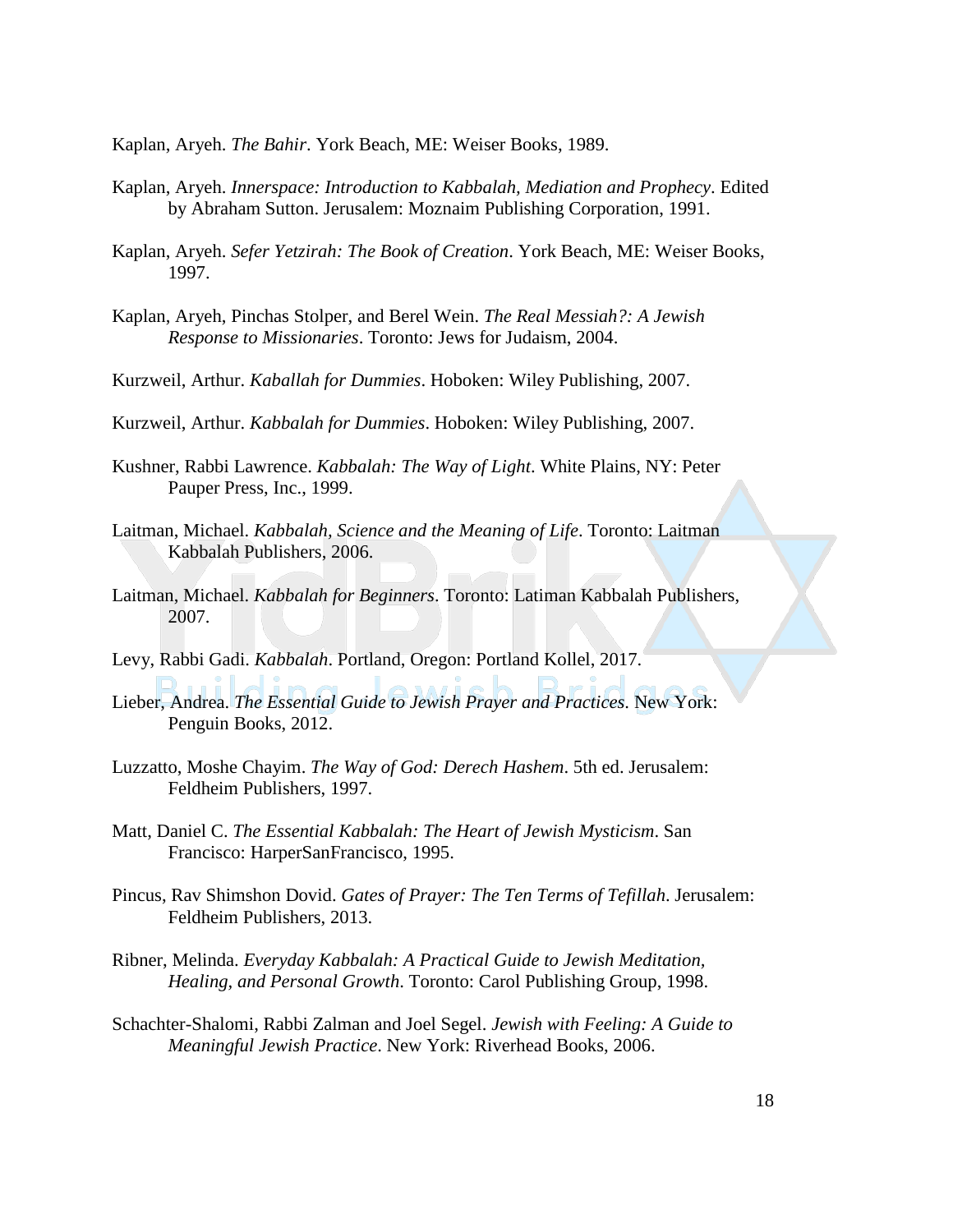Kaplan, Aryeh. *The Bahir*. York Beach, ME: Weiser Books, 1989.

Kaplan, Aryeh. *Innerspace: Introduction to Kabbalah, Mediation and Prophecy*. Edited by Abraham Sutton. Jerusalem: Moznaim Publishing Corporation, 1991.

Kaplan, Aryeh. *Sefer Yetzirah: The Book of Creation*. York Beach, ME: Weiser Books, 1997.

Kaplan, Aryeh, Pinchas Stolper, and Berel Wein. *The Real Messiah?: A Jewish Response to Missionaries*. Toronto: Jews for Judaism, 2004.

Kurzweil, Arthur. *Kaballah for Dummies*. Hoboken: Wiley Publishing, 2007.

Kurzweil, Arthur. *Kabbalah for Dummies*. Hoboken: Wiley Publishing, 2007.

Kushner, Rabbi Lawrence. *Kabbalah: The Way of Light*. White Plains, NY: Peter Pauper Press, Inc., 1999.

Laitman, Michael. *Kabbalah, Science and the Meaning of Life*. Toronto: Laitman Kabbalah Publishers, 2006.

Laitman, Michael. *Kabbalah for Beginners*. Toronto: Latiman Kabbalah Publishers, 2007.

Levy, Rabbi Gadi. *Kabbalah*. Portland, Oregon: Portland Kollel, 2017.

Lieber, Andrea. *The Essential Guide to Jewish Prayer and Practices*. New York: Penguin Books, 2012.

Luzzatto, Moshe Chayim. *The Way of God: Derech Hashem*. 5th ed. Jerusalem: Feldheim Publishers, 1997.

Matt, Daniel C. *The Essential Kabbalah: The Heart of Jewish Mysticism*. San Francisco: HarperSanFrancisco, 1995.

Pincus, Rav Shimshon Dovid. *Gates of Prayer: The Ten Terms of Tefillah*. Jerusalem: Feldheim Publishers, 2013.

Ribner, Melinda. *Everyday Kabbalah: A Practical Guide to Jewish Meditation, Healing, and Personal Growth*. Toronto: Carol Publishing Group, 1998.

Schachter-Shalomi, Rabbi Zalman and Joel Segel. *Jewish with Feeling: A Guide to Meaningful Jewish Practice*. New York: Riverhead Books, 2006.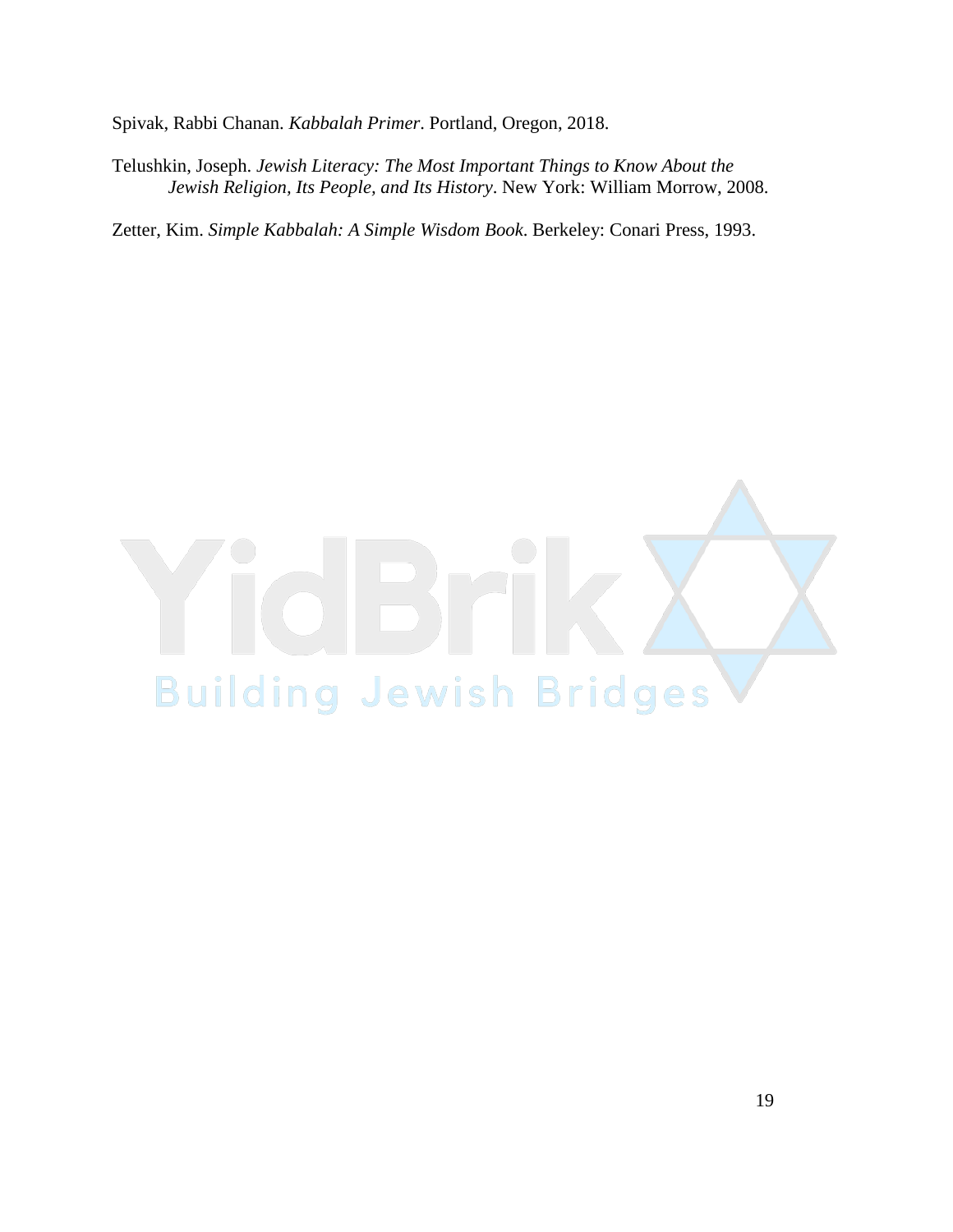Spivak, Rabbi Chanan. *Kabbalah Primer*. Portland, Oregon, 2018.

Telushkin, Joseph. *Jewish Literacy: The Most Important Things to Know About the Jewish Religion, Its People, and Its History*. New York: William Morrow, 2008.

Zetter, Kim. *Simple Kabbalah: A Simple Wisdom Book*. Berkeley: Conari Press, 1993.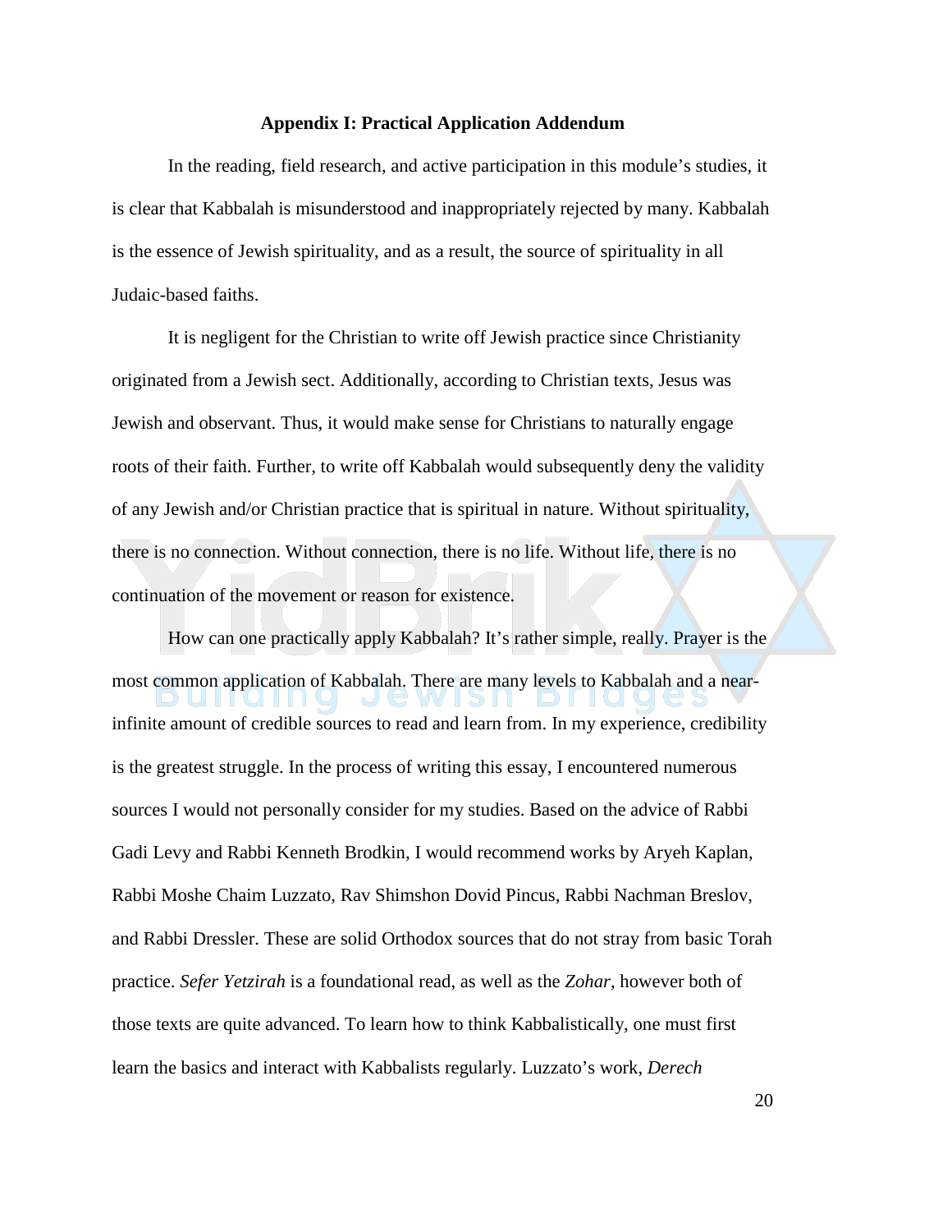## Appendix I: Practical Application Addendum

In the reading, field research, and active participation in this module's studies, it is clear that Kabbalah is misunderstood and inappropriately rejected by many. Kabbalah is the essence of Jewish spirituality, and as a result, the source of spirituality in all Judaic-based faiths.

It is negligent for the Christian to write off Jewish practice since Christianity originated from a Jewish sect. Additionally, according to Christian texts, Jesus was Jewish and observant. Thus, it would make sense for Christians to naturally engage roots of their faith. Further, to write off Kabbalah would subsequently deny the validity of any Jewish and/or Christian practice that is spiritual in nature. Without spirituality, there is no connection. Without connection, there is no life. Without life, there is no continuation of the movement or reason for existence.

How can one practically apply Kabbalah? It's rather simple, really. Prayer is the most common application of Kabbalah. There are many levels to Kabbalah and a near-infinite amount of credible sources to read and learn from. In my experience, credibility is the greatest struggle. In the process of writing this essay, I encountered numerous sources I would not personally consider for my studies. Based on the advice of Rabbi Gadi Levy and Rabbi Kenneth Brodkin, I would recommend works by Aryeh Kaplan, Rabbi Moshe Chaim Luzzato, Rav Shimshon Dovid Pincus, Rabbi Nachman Breslov, and Rabbi Dressler. These are solid Orthodox sources that do not stray from basic Torah practice. *Sefer Yetzirah* is a foundational read, as well as the *Zohar*, however both of those texts are quite advanced. To learn how to think Kabbalistically, one must first learn the basics and interact with Kabbalists regularly. Luzzato's work, *Derech*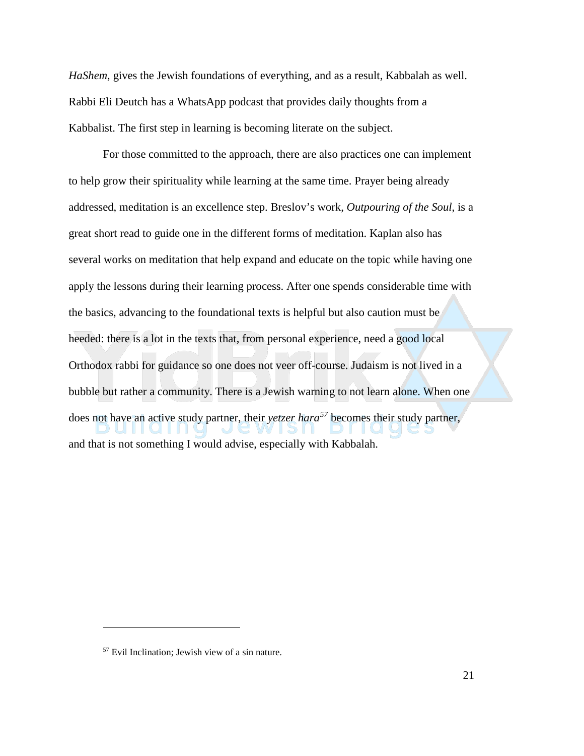*HaShem*, gives the Jewish foundations of everything, and as a result, Kabbalah as well. Rabbi Eli Deutch has a WhatsApp podcast that provides daily thoughts from a Kabbalist. The first step in learning is becoming literate on the subject.

For those committed to the approach, there are also practices one can implement to help grow their spirituality while learning at the same time. Prayer being already addressed, meditation is an excellence step. Breslov's work, *Outpouring of the Soul*, is a great short read to guide one in the different forms of meditation. Kaplan also has several works on meditation that help expand and educate on the topic while having one apply the lessons during their learning process. After one spends considerable time with the basics, advancing to the foundational texts is helpful but also caution must be heeded: there is a lot in the texts that, from personal experience, need a good local Orthodox rabbi for guidance so one does not veer off-course. Judaism is not lived in a bubble but rather a community. There is a Jewish warning to not learn alone. When one does not have an active study partner, their *yetzer hara*[57] becomes their study partner, and that is not something I would advise, especially with Kabbalah.

---

[57] Evil Inclination; Jewish view of a sin nature.